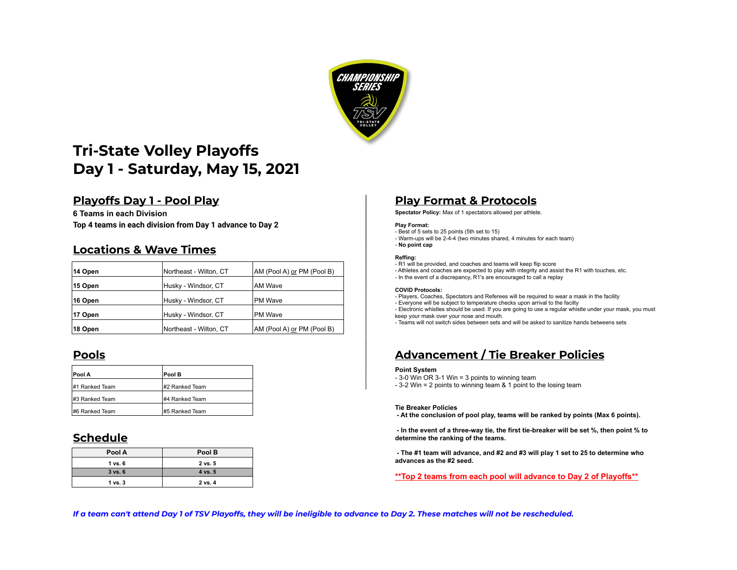# Tri-State Volley Playoffs
# Day 1 - Saturday, May 15, 2021

## Playoffs Day 1 - Pool Play

**6 Teams in each Division**

**Top 4 teams in each division from Day 1 advance to Day 2**

## Locations & Wave Times

| 14 Open | Northeast - Wilton, CT | AM (Pool A) or PM (Pool B) |
|---|---|---|
| 15 Open | Husky - Windsor, CT | AM Wave |
| 16 Open | Husky - Windsor, CT | PM Wave |
| 17 Open | Husky - Windsor, CT | PM Wave |
| 18 Open | Northeast - Wilton, CT | AM (Pool A) or PM (Pool B) |

## Pools

| Pool A | Pool B |
|---|---|
| #1 Ranked Team | #2 Ranked Team |
| #3 Ranked Team | #4 Ranked Team |
| #6 Ranked Team | #5 Ranked Team |

## Schedule

| Pool A | Pool B |
|---|---|
| 1 vs. 6 | 2 vs. 5 |
| 3 vs. 6 | 4 vs. 5 |
| 1 vs. 3 | 2 vs. 4 |

## Play Format & Protocols

**Spectator Policy:** Max of 1 spectators allowed per athlete.

**Play Format:**
- Best of 5 sets to 25 points (5th set to 15)
- Warm-ups will be 2-4-4 (two minutes shared, 4 minutes for each team)
- **No point cap**

**Reffing:**
- R1 will be provided, and coaches and teams will keep flip score
- Athletes and coaches are expected to play with integrity and assist the R1 with touches, etc.
- In the event of a discrepancy, R1's are encouraged to call a replay

**COVID Protocols:**
- Players, Coaches, Spectators and Referees will be required to wear a mask in the facility
- Everyone will be subject to temperature checks upon arrival to the facilty
- Electronic whistles should be used. If you are going to use a regular whistle under your mask, you must keep your mask over your nose and mouth.
- Teams will not switch sides between sets and will be asked to sanitize hands betweens sets

## Advancement / Tie Breaker Policies

**Point System**
- 3-0 Win OR 3-1 Win = 3 points to winning team
- 3-2 Win = 2 points to winning team & 1 point to the losing team

**Tie Breaker Policies**

**- At the conclusion of pool play, teams will be ranked by points (Max 6 points).**

**- In the event of a three-way tie, the first tie-breaker will be set %, then point % to determine the ranking of the teams.**

**- The #1 team will advance, and #2 and #3 will play 1 set to 25 to determine who advances as the #2 seed.**

**\*\*Top 2 teams from each pool will advance to Day 2 of Playoffs\*\***

***If a team can't attend Day 1 of TSV Playoffs, they will be ineligible to advance to Day 2. These matches will not be rescheduled.***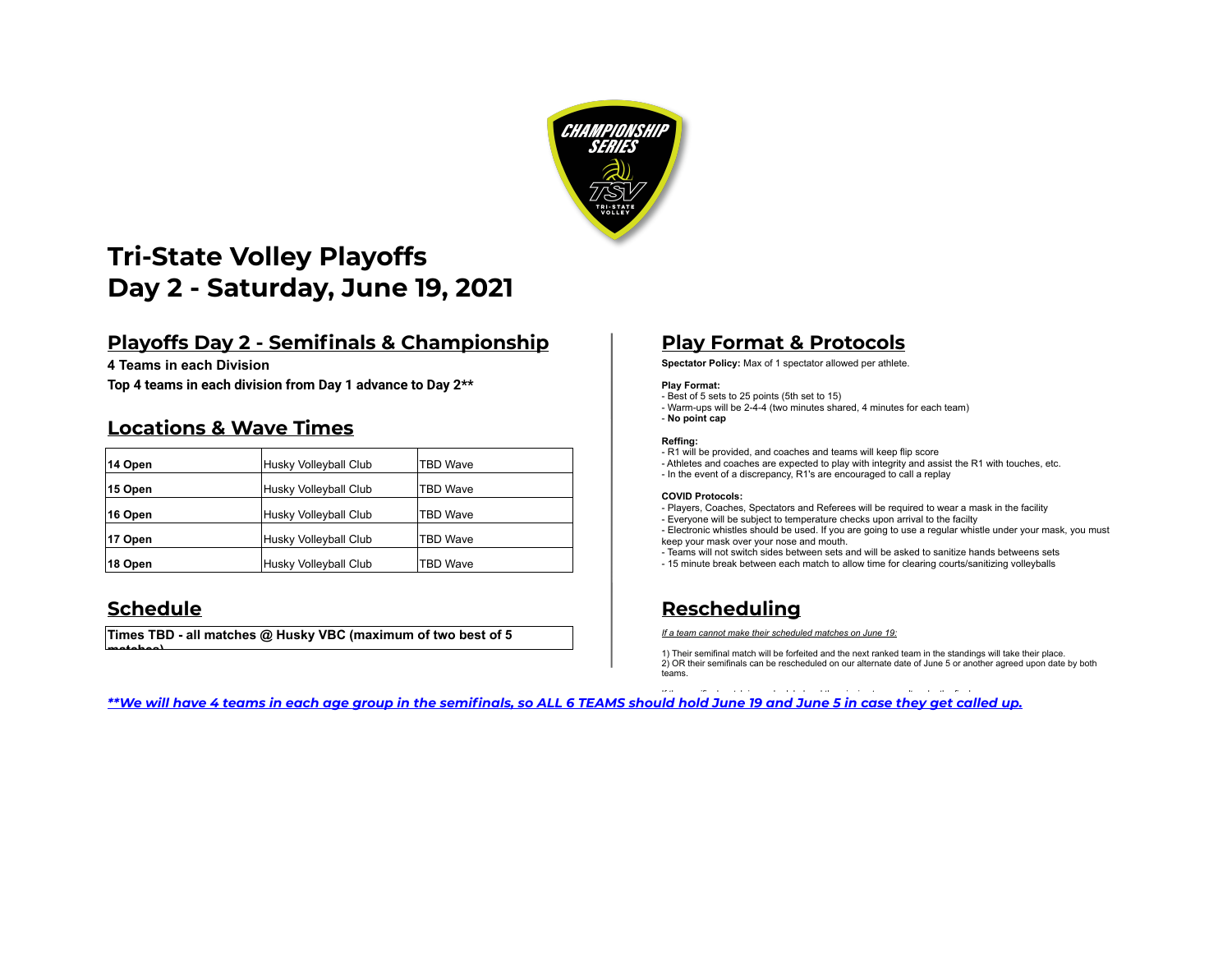# Tri-State Volley Playoffs
# Day 2 - Saturday, June 19, 2021

## Playoffs Day 2 - Semifinals & Championship

**4 Teams in each Division**

**Top 4 teams in each division from Day 1 advance to Day 2****

## Locations & Wave Times

| | | |
|---|---|---|
| **14 Open** | Husky Volleyball Club | TBD Wave |
| **15 Open** | Husky Volleyball Club | TBD Wave |
| **16 Open** | Husky Volleyball Club | TBD Wave |
| **17 Open** | Husky Volleyball Club | TBD Wave |
| **18 Open** | Husky Volleyball Club | TBD Wave |

## Schedule

| |
|---|
| **Times TBD - all matches @ Husky VBC (maximum of two best of 5 matches)** |

## Play Format & Protocols

**Spectator Policy:** Max of 1 spectator allowed per athlete.

**Play Format:**
- Best of 5 sets to 25 points (5th set to 15)
- Warm-ups will be 2-4-4 (two minutes shared, 4 minutes for each team)
- **No point cap**

**Reffing:**
- R1 will be provided, and coaches and teams will keep flip score
- Athletes and coaches are expected to play with integrity and assist the R1 with touches, etc.
- In the event of a discrepancy, R1's are encouraged to call a replay

**COVID Protocols:**
- Players, Coaches, Spectators and Referees will be required to wear a mask in the facility
- Everyone will be subject to temperature checks upon arrival to the facilty
- Electronic whistles should be used. If you are going to use a regular whistle under your mask, you must keep your mask over your nose and mouth.
- Teams will not switch sides between sets and will be asked to sanitize hands betweens sets
- 15 minute break between each match to allow time for clearing courts/sanitizing volleyballs

## Rescheduling

*If a team cannot make their scheduled matches on June 19:*

1) Their semifinal match will be forfeited and the next ranked team in the standings will take their place.
2) OR their semifinals can be rescheduled on our alternate date of June 5 or another agreed upon date by both teams.

***\*\*We will have 4 teams in each age group in the semifinals, so ALL 6 TEAMS should hold June 19 and June 5 in case they get called up.***